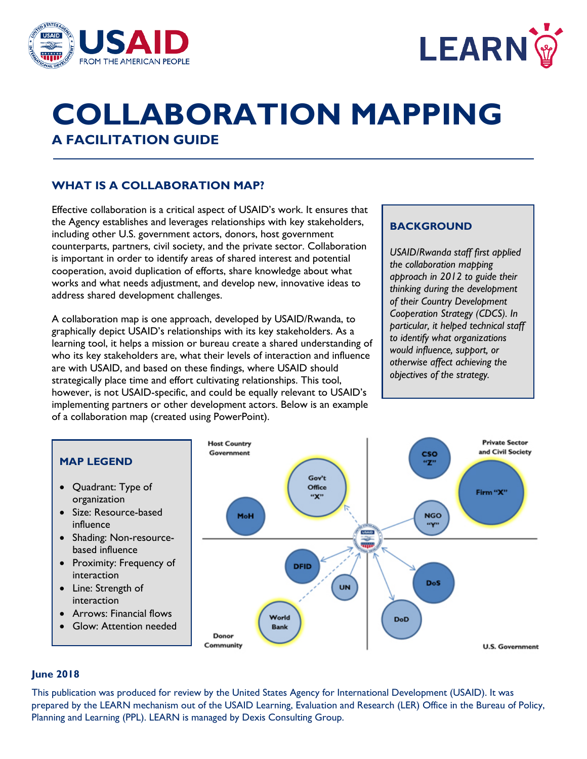# COLLABORATION MAPPING

## A FACILITATION GUIDE

### WHAT IS A COLLABORATION MAP?

Effective collaboration is a critical aspect of USAID's work. It ensures that the Agency establishes and leverages relationships with key stakeholders, including other U.S. government actors, donors, host government counterparts, partners, civil society, and the private sector. Collaboration is important in order to identify areas of shared interest and potential cooperation, avoid duplication of efforts, share knowledge about what works and what needs adjustment, and develop new, innovative ideas to address shared development challenges.

A collaboration map is one approach, developed by USAID/Rwanda, to graphically depict USAID's relationships with its key stakeholders. As a learning tool, it helps a mission or bureau create a shared understanding of who its key stakeholders are, what their levels of interaction and influence are with USAID, and based on these findings, where USAID should strategically place time and effort cultivating relationships. This tool, however, is not USAID-specific, and could be equally relevant to USAID's implementing partners or other development actors. Below is an example of a collaboration map (created using PowerPoint).

### BACKGROUND

*USAID/Rwanda staff first applied the collaboration mapping approach in 2012 to guide their thinking during the development of their Country Development Cooperation Strategy (CDCS). In particular, it helped technical staff to identify what organizations would influence, support, or otherwise affect achieving the objectives of the strategy.*

### MAP LEGEND

- Quadrant: Type of organization
- Size: Resource-based influence
- Shading: Non-resource-based influence
- Proximity: Frequency of interaction
- Line: Strength of interaction
- Arrows: Financial flows
- Glow: Attention needed

**June 2018**

This publication was produced for review by the United States Agency for International Development (USAID). It was prepared by the LEARN mechanism out of the USAID Learning, Evaluation and Research (LER) Office in the Bureau of Policy, Planning and Learning (PPL). LEARN is managed by Dexis Consulting Group.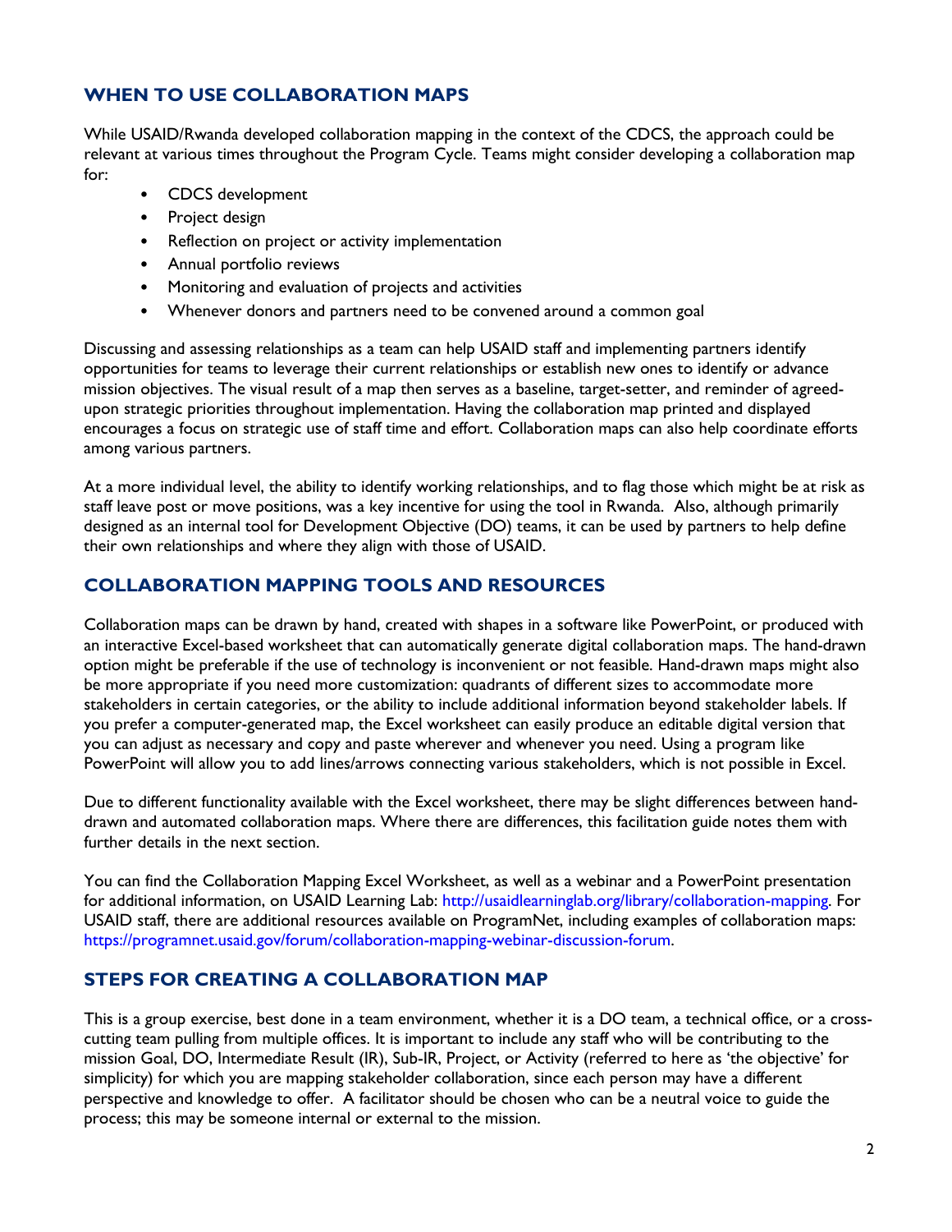## WHEN TO USE COLLABORATION MAPS

While USAID/Rwanda developed collaboration mapping in the context of the CDCS, the approach could be relevant at various times throughout the Program Cycle. Teams might consider developing a collaboration map for:

- CDCS development
- Project design
- Reflection on project or activity implementation
- Annual portfolio reviews
- Monitoring and evaluation of projects and activities
- Whenever donors and partners need to be convened around a common goal

Discussing and assessing relationships as a team can help USAID staff and implementing partners identify opportunities for teams to leverage their current relationships or establish new ones to identify or advance mission objectives. The visual result of a map then serves as a baseline, target-setter, and reminder of agreed-upon strategic priorities throughout implementation. Having the collaboration map printed and displayed encourages a focus on strategic use of staff time and effort. Collaboration maps can also help coordinate efforts among various partners.

At a more individual level, the ability to identify working relationships, and to flag those which might be at risk as staff leave post or move positions, was a key incentive for using the tool in Rwanda. Also, although primarily designed as an internal tool for Development Objective (DO) teams, it can be used by partners to help define their own relationships and where they align with those of USAID.

## COLLABORATION MAPPING TOOLS AND RESOURCES

Collaboration maps can be drawn by hand, created with shapes in a software like PowerPoint, or produced with an interactive Excel-based worksheet that can automatically generate digital collaboration maps. The hand-drawn option might be preferable if the use of technology is inconvenient or not feasible. Hand-drawn maps might also be more appropriate if you need more customization: quadrants of different sizes to accommodate more stakeholders in certain categories, or the ability to include additional information beyond stakeholder labels. If you prefer a computer-generated map, the Excel worksheet can easily produce an editable digital version that you can adjust as necessary and copy and paste wherever and whenever you need. Using a program like PowerPoint will allow you to add lines/arrows connecting various stakeholders, which is not possible in Excel.

Due to different functionality available with the Excel worksheet, there may be slight differences between hand-drawn and automated collaboration maps. Where there are differences, this facilitation guide notes them with further details in the next section.

You can find the Collaboration Mapping Excel Worksheet, as well as a webinar and a PowerPoint presentation for additional information, on USAID Learning Lab: http://usaidlearninglab.org/library/collaboration-mapping. For USAID staff, there are additional resources available on ProgramNet, including examples of collaboration maps: https://programnet.usaid.gov/forum/collaboration-mapping-webinar-discussion-forum.

## STEPS FOR CREATING A COLLABORATION MAP

This is a group exercise, best done in a team environment, whether it is a DO team, a technical office, or a cross-cutting team pulling from multiple offices. It is important to include any staff who will be contributing to the mission Goal, DO, Intermediate Result (IR), Sub-IR, Project, or Activity (referred to here as 'the objective' for simplicity) for which you are mapping stakeholder collaboration, since each person may have a different perspective and knowledge to offer. A facilitator should be chosen who can be a neutral voice to guide the process; this may be someone internal or external to the mission.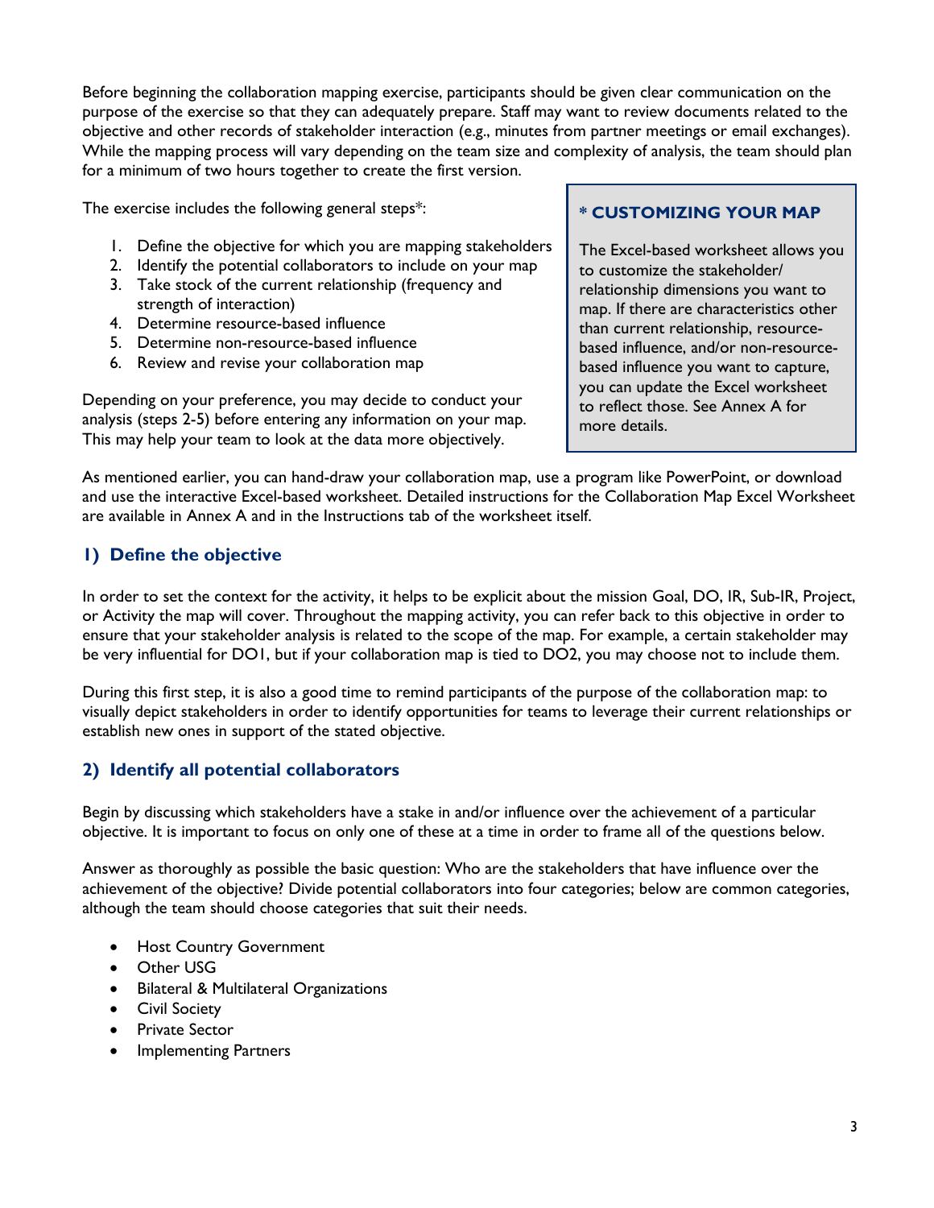Before beginning the collaboration mapping exercise, participants should be given clear communication on the purpose of the exercise so that they can adequately prepare. Staff may want to review documents related to the objective and other records of stakeholder interaction (e.g., minutes from partner meetings or email exchanges). While the mapping process will vary depending on the team size and complexity of analysis, the team should plan for a minimum of two hours together to create the first version.

The exercise includes the following general steps*:

1. Define the objective for which you are mapping stakeholders
2. Identify the potential collaborators to include on your map
3. Take stock of the current relationship (frequency and strength of interaction)
4. Determine resource-based influence
5. Determine non-resource-based influence
6. Review and revise your collaboration map

Depending on your preference, you may decide to conduct your analysis (steps 2-5) before entering any information on your map. This may help your team to look at the data more objectively.

> **\* CUSTOMIZING YOUR MAP**
>
> The Excel-based worksheet allows you to customize the stakeholder/ relationship dimensions you want to map. If there are characteristics other than current relationship, resource-based influence, and/or non-resource-based influence you want to capture, you can update the Excel worksheet to reflect those. See Annex A for more details.

As mentioned earlier, you can hand-draw your collaboration map, use a program like PowerPoint, or download and use the interactive Excel-based worksheet. Detailed instructions for the Collaboration Map Excel Worksheet are available in Annex A and in the Instructions tab of the worksheet itself.

## 1) Define the objective

In order to set the context for the activity, it helps to be explicit about the mission Goal, DO, IR, Sub-IR, Project, or Activity the map will cover. Throughout the mapping activity, you can refer back to this objective in order to ensure that your stakeholder analysis is related to the scope of the map. For example, a certain stakeholder may be very influential for DO1, but if your collaboration map is tied to DO2, you may choose not to include them.

During this first step, it is also a good time to remind participants of the purpose of the collaboration map: to visually depict stakeholders in order to identify opportunities for teams to leverage their current relationships or establish new ones in support of the stated objective.

## 2) Identify all potential collaborators

Begin by discussing which stakeholders have a stake in and/or influence over the achievement of a particular objective. It is important to focus on only one of these at a time in order to frame all of the questions below.

Answer as thoroughly as possible the basic question: Who are the stakeholders that have influence over the achievement of the objective? Divide potential collaborators into four categories; below are common categories, although the team should choose categories that suit their needs.

- Host Country Government
- Other USG
- Bilateral & Multilateral Organizations
- Civil Society
- Private Sector
- Implementing Partners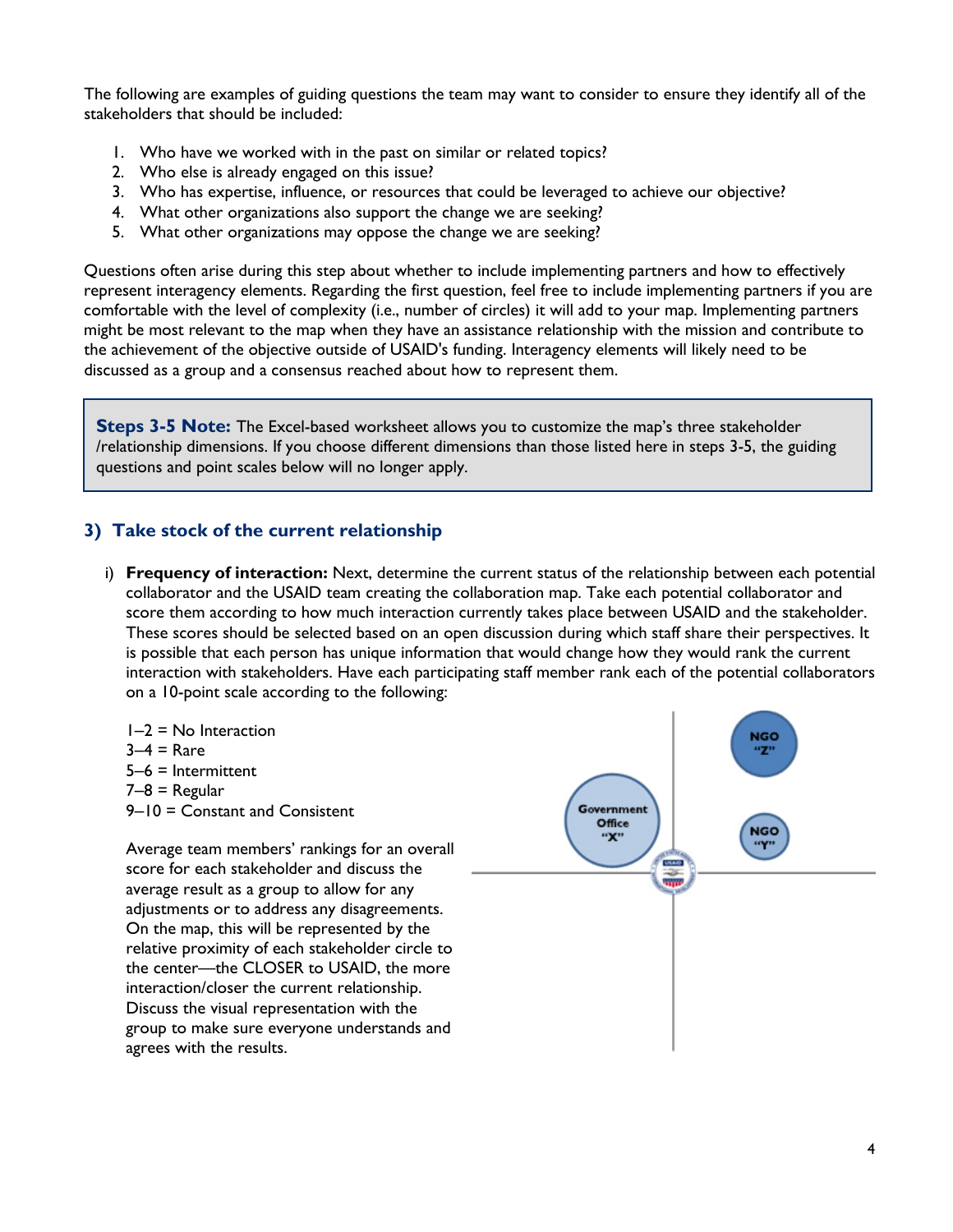The following are examples of guiding questions the team may want to consider to ensure they identify all of the stakeholders that should be included:

1. Who have we worked with in the past on similar or related topics?
2. Who else is already engaged on this issue?
3. Who has expertise, influence, or resources that could be leveraged to achieve our objective?
4. What other organizations also support the change we are seeking?
5. What other organizations may oppose the change we are seeking?

Questions often arise during this step about whether to include implementing partners and how to effectively represent interagency elements. Regarding the first question, feel free to include implementing partners if you are comfortable with the level of complexity (i.e., number of circles) it will add to your map. Implementing partners might be most relevant to the map when they have an assistance relationship with the mission and contribute to the achievement of the objective outside of USAID's funding. Interagency elements will likely need to be discussed as a group and a consensus reached about how to represent them.

> **Steps 3-5 Note:** The Excel-based worksheet allows you to customize the map's three stakeholder /relationship dimensions. If you choose different dimensions than those listed here in steps 3-5, the guiding questions and point scales below will no longer apply.

## 3) Take stock of the current relationship

i) **Frequency of interaction:** Next, determine the current status of the relationship between each potential collaborator and the USAID team creating the collaboration map. Take each potential collaborator and score them according to how much interaction currently takes place between USAID and the stakeholder. These scores should be selected based on an open discussion during which staff share their perspectives. It is possible that each person has unique information that would change how they would rank the current interaction with stakeholders. Have each participating staff member rank each of the potential collaborators on a 10-point scale according to the following:

1–2 = No Interaction
3–4 = Rare
5–6 = Intermittent
7–8 = Regular
9–10 = Constant and Consistent

Average team members' rankings for an overall score for each stakeholder and discuss the average result as a group to allow for any adjustments or to address any disagreements. On the map, this will be represented by the relative proximity of each stakeholder circle to the center—the CLOSER to USAID, the more interaction/closer the current relationship. Discuss the visual representation with the group to make sure everyone understands and agrees with the results.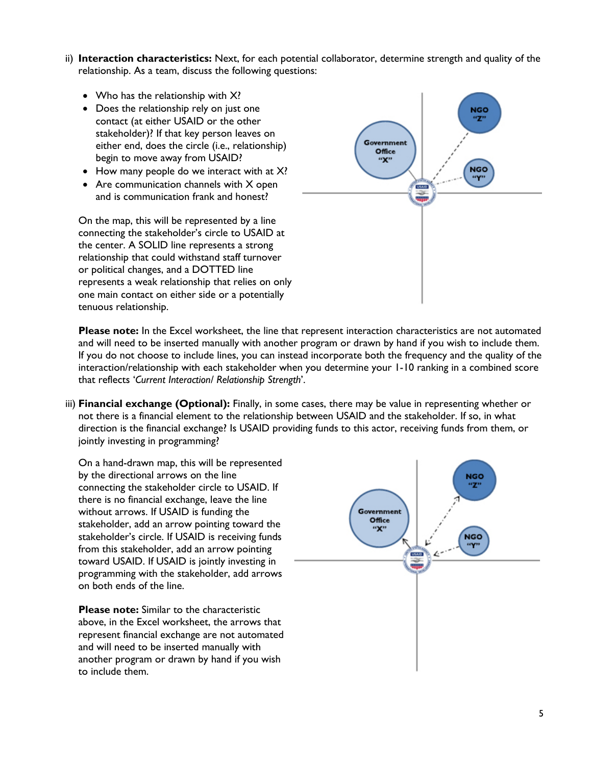ii) **Interaction characteristics:** Next, for each potential collaborator, determine strength and quality of the relationship. As a team, discuss the following questions:

- Who has the relationship with X?
- Does the relationship rely on just one contact (at either USAID or the other stakeholder)? If that key person leaves on either end, does the circle (i.e., relationship) begin to move away from USAID?
- How many people do we interact with at X?
- Are communication channels with X open and is communication frank and honest?

On the map, this will be represented by a line connecting the stakeholder's circle to USAID at the center. A SOLID line represents a strong relationship that could withstand staff turnover or political changes, and a DOTTED line represents a weak relationship that relies on only one main contact on either side or a potentially tenuous relationship.

**Please note:** In the Excel worksheet, the line that represent interaction characteristics are not automated and will need to be inserted manually with another program or drawn by hand if you wish to include them. If you do not choose to include lines, you can instead incorporate both the frequency and the quality of the interaction/relationship with each stakeholder when you determine your 1-10 ranking in a combined score that reflects '*Current Interaction/ Relationship Strength*'.

iii) **Financial exchange (Optional):** Finally, in some cases, there may be value in representing whether or not there is a financial element to the relationship between USAID and the stakeholder. If so, in what direction is the financial exchange? Is USAID providing funds to this actor, receiving funds from them, or jointly investing in programming?

On a hand-drawn map, this will be represented by the directional arrows on the line connecting the stakeholder circle to USAID. If there is no financial exchange, leave the line without arrows. If USAID is funding the stakeholder, add an arrow pointing toward the stakeholder's circle. If USAID is receiving funds from this stakeholder, add an arrow pointing toward USAID. If USAID is jointly investing in programming with the stakeholder, add arrows on both ends of the line.

**Please note:** Similar to the characteristic above, in the Excel worksheet, the arrows that represent financial exchange are not automated and will need to be inserted manually with another program or drawn by hand if you wish to include them.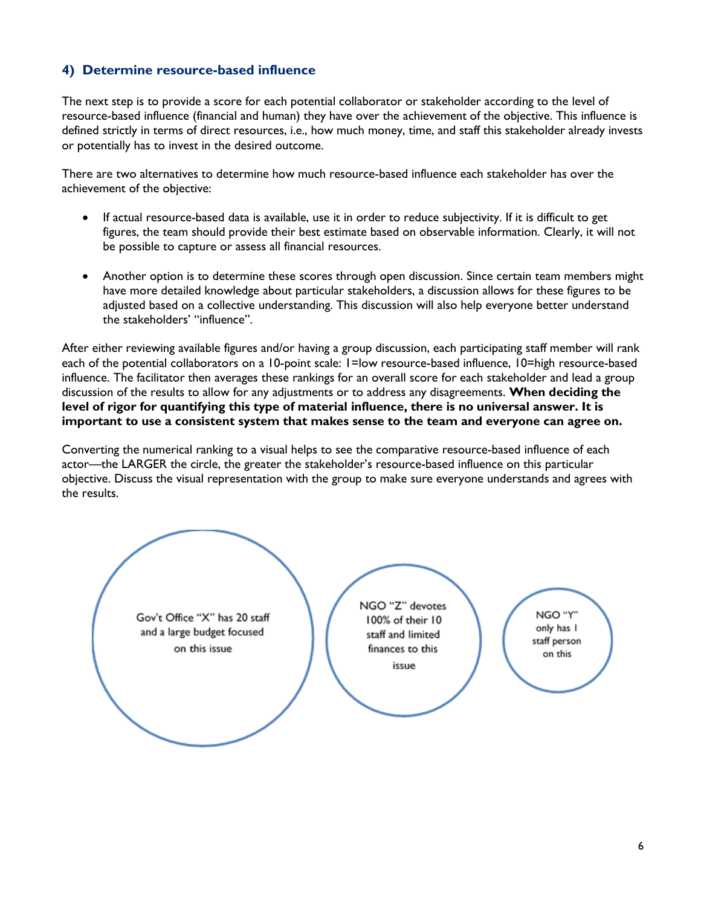### 4) Determine resource-based influence

The next step is to provide a score for each potential collaborator or stakeholder according to the level of resource-based influence (financial and human) they have over the achievement of the objective. This influence is defined strictly in terms of direct resources, i.e., how much money, time, and staff this stakeholder already invests or potentially has to invest in the desired outcome.

There are two alternatives to determine how much resource-based influence each stakeholder has over the achievement of the objective:

- If actual resource-based data is available, use it in order to reduce subjectivity. If it is difficult to get figures, the team should provide their best estimate based on observable information. Clearly, it will not be possible to capture or assess all financial resources.
- Another option is to determine these scores through open discussion. Since certain team members might have more detailed knowledge about particular stakeholders, a discussion allows for these figures to be adjusted based on a collective understanding. This discussion will also help everyone better understand the stakeholders' "influence".

After either reviewing available figures and/or having a group discussion, each participating staff member will rank each of the potential collaborators on a 10-point scale: 1=low resource-based influence, 10=high resource-based influence. The facilitator then averages these rankings for an overall score for each stakeholder and lead a group discussion of the results to allow for any adjustments or to address any disagreements. **When deciding the level of rigor for quantifying this type of material influence, there is no universal answer. It is important to use a consistent system that makes sense to the team and everyone can agree on.**

Converting the numerical ranking to a visual helps to see the comparative resource-based influence of each actor—the LARGER the circle, the greater the stakeholder's resource-based influence on this particular objective. Discuss the visual representation with the group to make sure everyone understands and agrees with the results.

Gov't Office "X" has 20 staff and a large budget focused on this issue

NGO "Z" devotes 100% of their 10 staff and limited finances to this issue

NGO "Y" only has 1 staff person on this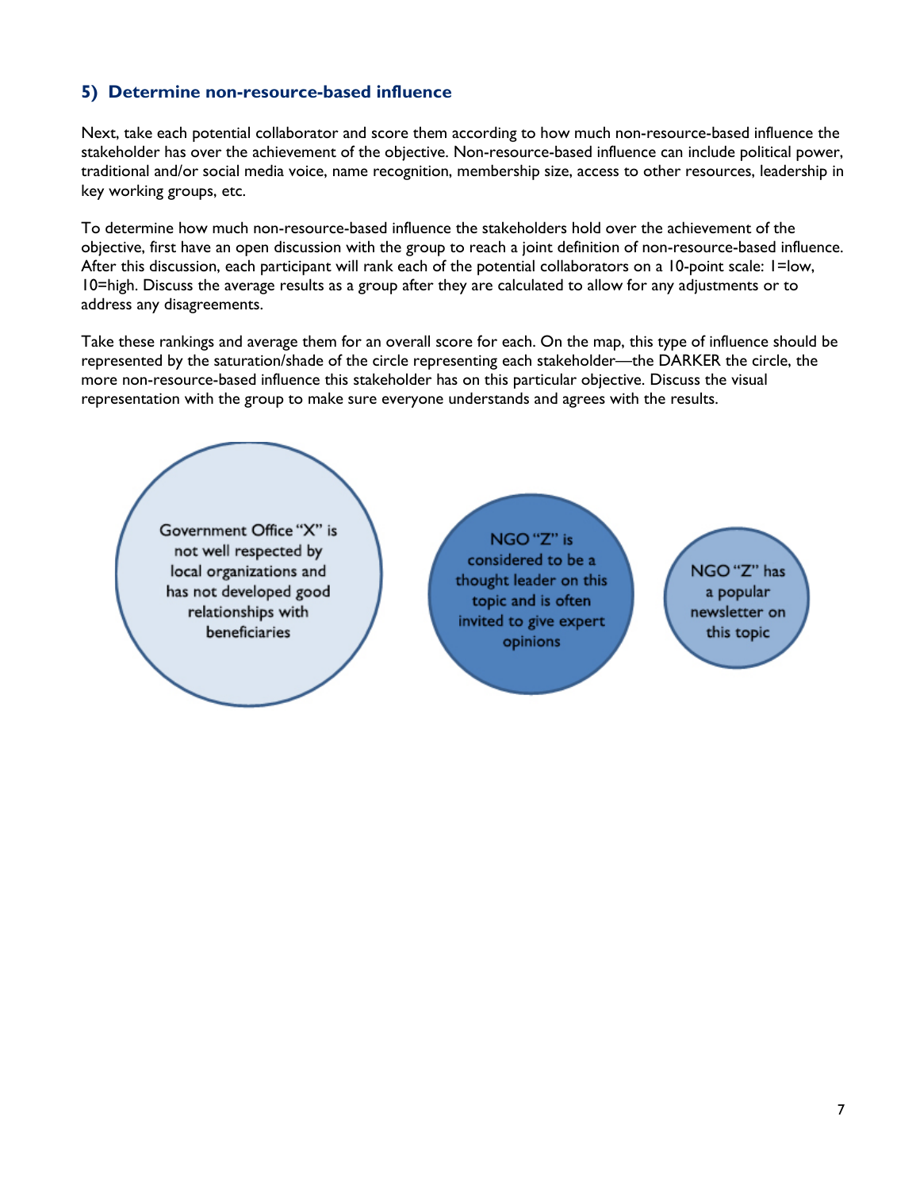## 5) Determine non-resource-based influence

Next, take each potential collaborator and score them according to how much non-resource-based influence the stakeholder has over the achievement of the objective. Non-resource-based influence can include political power, traditional and/or social media voice, name recognition, membership size, access to other resources, leadership in key working groups, etc.

To determine how much non-resource-based influence the stakeholders hold over the achievement of the objective, first have an open discussion with the group to reach a joint definition of non-resource-based influence. After this discussion, each participant will rank each of the potential collaborators on a 10-point scale: 1=low, 10=high. Discuss the average results as a group after they are calculated to allow for any adjustments or to address any disagreements.

Take these rankings and average them for an overall score for each. On the map, this type of influence should be represented by the saturation/shade of the circle representing each stakeholder—the DARKER the circle, the more non-resource-based influence this stakeholder has on this particular objective. Discuss the visual representation with the group to make sure everyone understands and agrees with the results.

Government Office "X" is not well respected by local organizations and has not developed good relationships with beneficiaries

NGO "Z" is considered to be a thought leader on this topic and is often invited to give expert opinions

NGO "Z" has a popular newsletter on this topic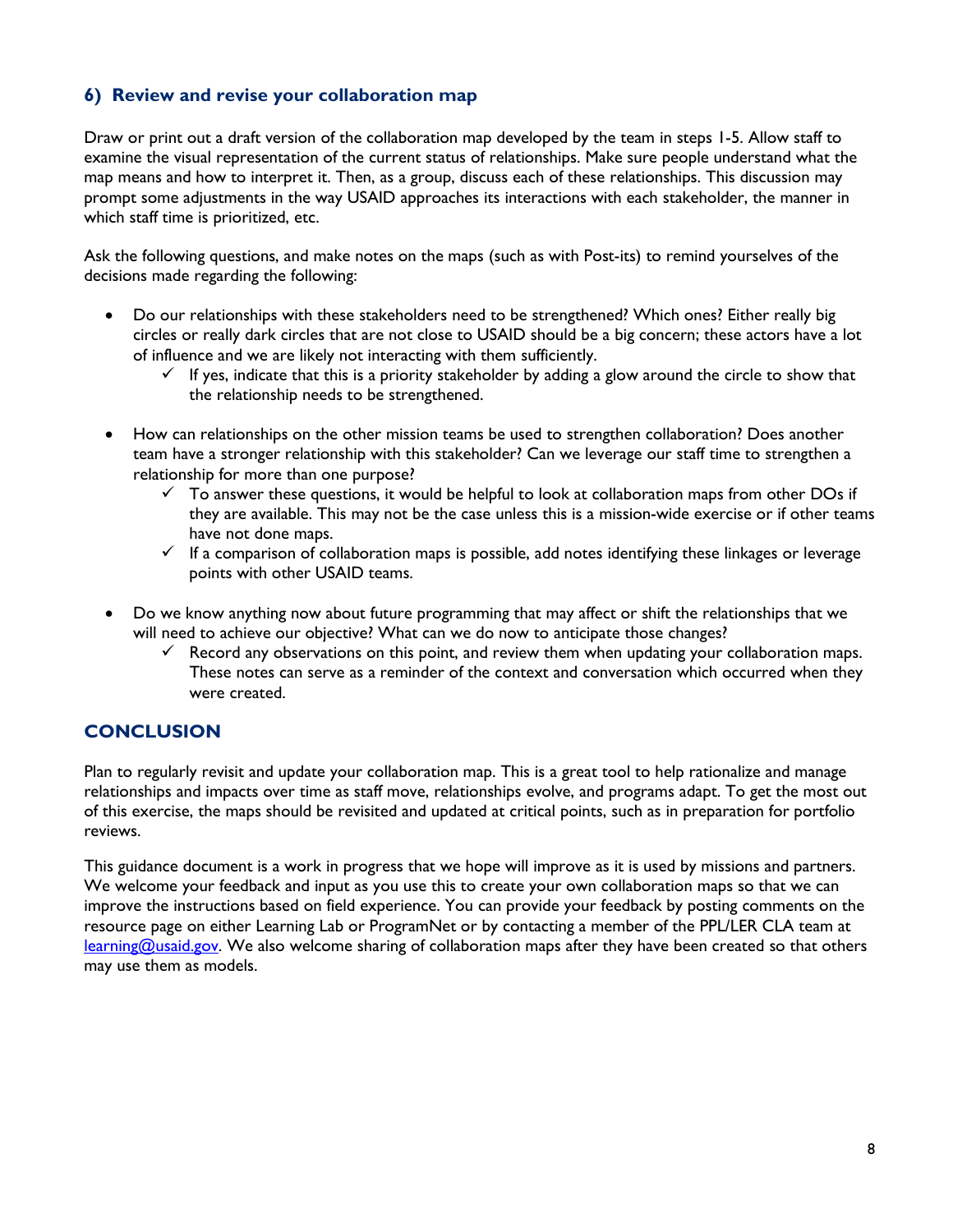### 6) Review and revise your collaboration map

Draw or print out a draft version of the collaboration map developed by the team in steps 1-5. Allow staff to examine the visual representation of the current status of relationships. Make sure people understand what the map means and how to interpret it. Then, as a group, discuss each of these relationships. This discussion may prompt some adjustments in the way USAID approaches its interactions with each stakeholder, the manner in which staff time is prioritized, etc.

Ask the following questions, and make notes on the maps (such as with Post-its) to remind yourselves of the decisions made regarding the following:

- Do our relationships with these stakeholders need to be strengthened? Which ones? Either really big circles or really dark circles that are not close to USAID should be a big concern; these actors have a lot of influence and we are likely not interacting with them sufficiently.
  - ✓ If yes, indicate that this is a priority stakeholder by adding a glow around the circle to show that the relationship needs to be strengthened.
- How can relationships on the other mission teams be used to strengthen collaboration? Does another team have a stronger relationship with this stakeholder? Can we leverage our staff time to strengthen a relationship for more than one purpose?
  - ✓ To answer these questions, it would be helpful to look at collaboration maps from other DOs if they are available. This may not be the case unless this is a mission-wide exercise or if other teams have not done maps.
  - ✓ If a comparison of collaboration maps is possible, add notes identifying these linkages or leverage points with other USAID teams.
- Do we know anything now about future programming that may affect or shift the relationships that we will need to achieve our objective? What can we do now to anticipate those changes?
  - ✓ Record any observations on this point, and review them when updating your collaboration maps. These notes can serve as a reminder of the context and conversation which occurred when they were created.

## CONCLUSION

Plan to regularly revisit and update your collaboration map. This is a great tool to help rationalize and manage relationships and impacts over time as staff move, relationships evolve, and programs adapt. To get the most out of this exercise, the maps should be revisited and updated at critical points, such as in preparation for portfolio reviews.

This guidance document is a work in progress that we hope will improve as it is used by missions and partners. We welcome your feedback and input as you use this to create your own collaboration maps so that we can improve the instructions based on field experience. You can provide your feedback by posting comments on the resource page on either Learning Lab or ProgramNet or by contacting a member of the PPL/LER CLA team at learning@usaid.gov. We also welcome sharing of collaboration maps after they have been created so that others may use them as models.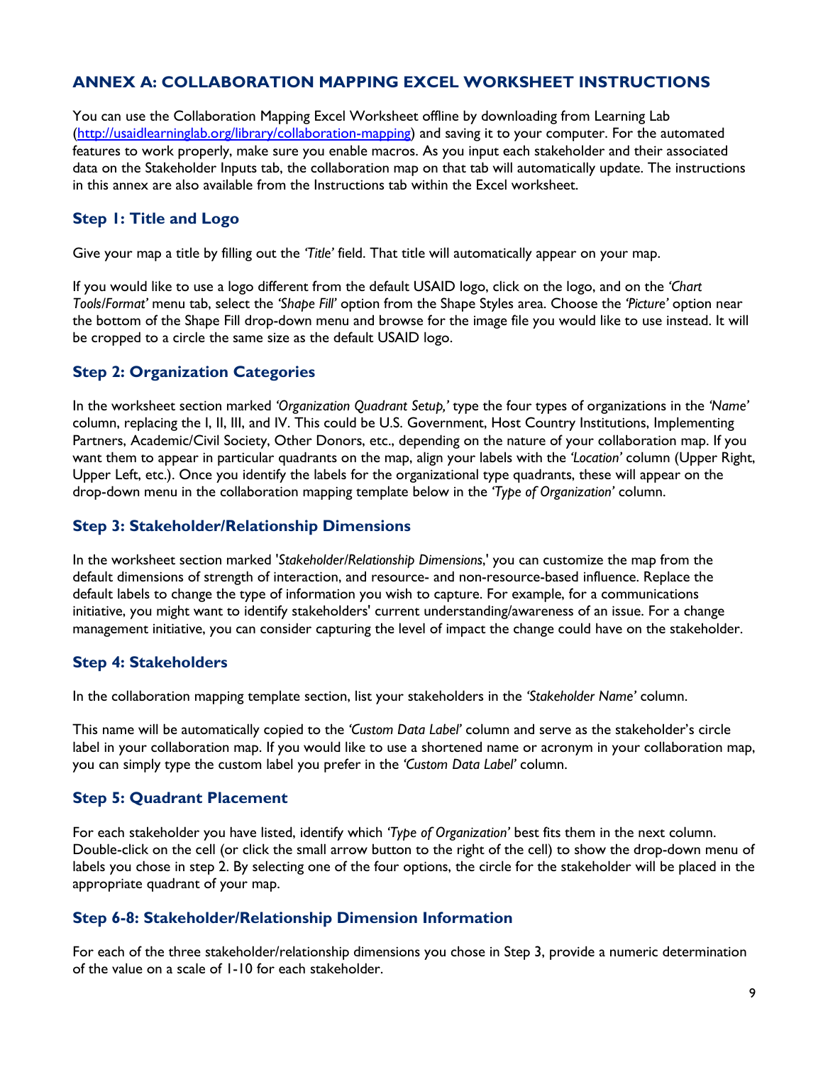## ANNEX A: COLLABORATION MAPPING EXCEL WORKSHEET INSTRUCTIONS

You can use the Collaboration Mapping Excel Worksheet offline by downloading from Learning Lab (http://usaidlearninglab.org/library/collaboration-mapping) and saving it to your computer. For the automated features to work properly, make sure you enable macros. As you input each stakeholder and their associated data on the Stakeholder Inputs tab, the collaboration map on that tab will automatically update. The instructions in this annex are also available from the Instructions tab within the Excel worksheet.

### Step 1: Title and Logo

Give your map a title by filling out the *'Title'* field. That title will automatically appear on your map.

If you would like to use a logo different from the default USAID logo, click on the logo, and on the *'Chart Tools/Format'* menu tab, select the *'Shape Fill'* option from the Shape Styles area. Choose the *'Picture'* option near the bottom of the Shape Fill drop-down menu and browse for the image file you would like to use instead. It will be cropped to a circle the same size as the default USAID logo.

### Step 2: Organization Categories

In the worksheet section marked *'Organization Quadrant Setup,'* type the four types of organizations in the *'Name'* column, replacing the I, II, III, and IV. This could be U.S. Government, Host Country Institutions, Implementing Partners, Academic/Civil Society, Other Donors, etc., depending on the nature of your collaboration map. If you want them to appear in particular quadrants on the map, align your labels with the *'Location'* column (Upper Right, Upper Left, etc.). Once you identify the labels for the organizational type quadrants, these will appear on the drop-down menu in the collaboration mapping template below in the *'Type of Organization'* column.

### Step 3: Stakeholder/Relationship Dimensions

In the worksheet section marked '*Stakeholder/Relationship Dimensions*,' you can customize the map from the default dimensions of strength of interaction, and resource- and non-resource-based influence. Replace the default labels to change the type of information you wish to capture. For example, for a communications initiative, you might want to identify stakeholders' current understanding/awareness of an issue. For a change management initiative, you can consider capturing the level of impact the change could have on the stakeholder.

### Step 4: Stakeholders

In the collaboration mapping template section, list your stakeholders in the *'Stakeholder Name'* column.

This name will be automatically copied to the *'Custom Data Label'* column and serve as the stakeholder's circle label in your collaboration map. If you would like to use a shortened name or acronym in your collaboration map, you can simply type the custom label you prefer in the *'Custom Data Label'* column.

### Step 5: Quadrant Placement

For each stakeholder you have listed, identify which *'Type of Organization'* best fits them in the next column. Double-click on the cell (or click the small arrow button to the right of the cell) to show the drop-down menu of labels you chose in step 2. By selecting one of the four options, the circle for the stakeholder will be placed in the appropriate quadrant of your map.

### Step 6-8: Stakeholder/Relationship Dimension Information

For each of the three stakeholder/relationship dimensions you chose in Step 3, provide a numeric determination of the value on a scale of 1-10 for each stakeholder.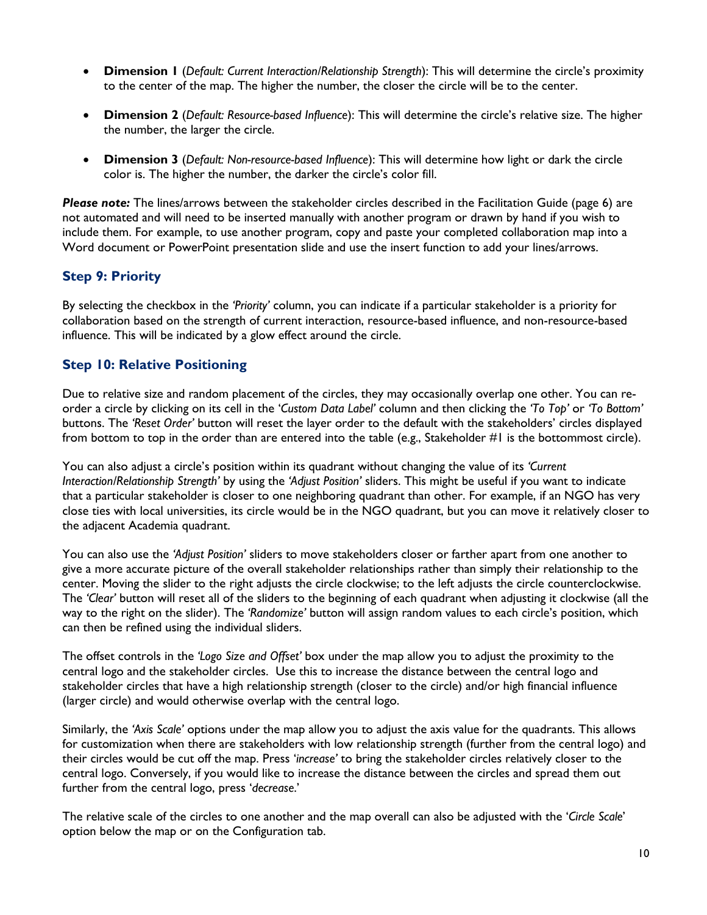- **Dimension 1** (*Default: Current Interaction/Relationship Strength*): This will determine the circle's proximity to the center of the map. The higher the number, the closer the circle will be to the center.

- **Dimension 2** (*Default: Resource-based Influence*): This will determine the circle's relative size. The higher the number, the larger the circle.

- **Dimension 3** (*Default: Non-resource-based Influence*): This will determine how light or dark the circle color is. The higher the number, the darker the circle's color fill.

***Please note:*** The lines/arrows between the stakeholder circles described in the Facilitation Guide (page 6) are not automated and will need to be inserted manually with another program or drawn by hand if you wish to include them. For example, to use another program, copy and paste your completed collaboration map into a Word document or PowerPoint presentation slide and use the insert function to add your lines/arrows.

### Step 9: Priority

By selecting the checkbox in the *'Priority'* column, you can indicate if a particular stakeholder is a priority for collaboration based on the strength of current interaction, resource-based influence, and non-resource-based influence. This will be indicated by a glow effect around the circle.

### Step 10: Relative Positioning

Due to relative size and random placement of the circles, they may occasionally overlap one other. You can re-order a circle by clicking on its cell in the '*Custom Data Label'* column and then clicking the *'To Top'* or *'To Bottom'* buttons. The *'Reset Order'* button will reset the layer order to the default with the stakeholders' circles displayed from bottom to top in the order than are entered into the table (e.g., Stakeholder #1 is the bottommost circle).

You can also adjust a circle's position within its quadrant without changing the value of its *'Current Interaction/Relationship Strength'* by using the *'Adjust Position'* sliders. This might be useful if you want to indicate that a particular stakeholder is closer to one neighboring quadrant than other. For example, if an NGO has very close ties with local universities, its circle would be in the NGO quadrant, but you can move it relatively closer to the adjacent Academia quadrant.

You can also use the *'Adjust Position'* sliders to move stakeholders closer or farther apart from one another to give a more accurate picture of the overall stakeholder relationships rather than simply their relationship to the center. Moving the slider to the right adjusts the circle clockwise; to the left adjusts the circle counterclockwise. The *'Clear'* button will reset all of the sliders to the beginning of each quadrant when adjusting it clockwise (all the way to the right on the slider). The *'Randomize'* button will assign random values to each circle's position, which can then be refined using the individual sliders.

The offset controls in the *'Logo Size and Offset'* box under the map allow you to adjust the proximity to the central logo and the stakeholder circles. Use this to increase the distance between the central logo and stakeholder circles that have a high relationship strength (closer to the circle) and/or high financial influence (larger circle) and would otherwise overlap with the central logo.

Similarly, the *'Axis Scale'* options under the map allow you to adjust the axis value for the quadrants. This allows for customization when there are stakeholders with low relationship strength (further from the central logo) and their circles would be cut off the map. Press '*increase'* to bring the stakeholder circles relatively closer to the central logo. Conversely, if you would like to increase the distance between the circles and spread them out further from the central logo, press '*decrease*.'

The relative scale of the circles to one another and the map overall can also be adjusted with the '*Circle Scale*' option below the map or on the Configuration tab.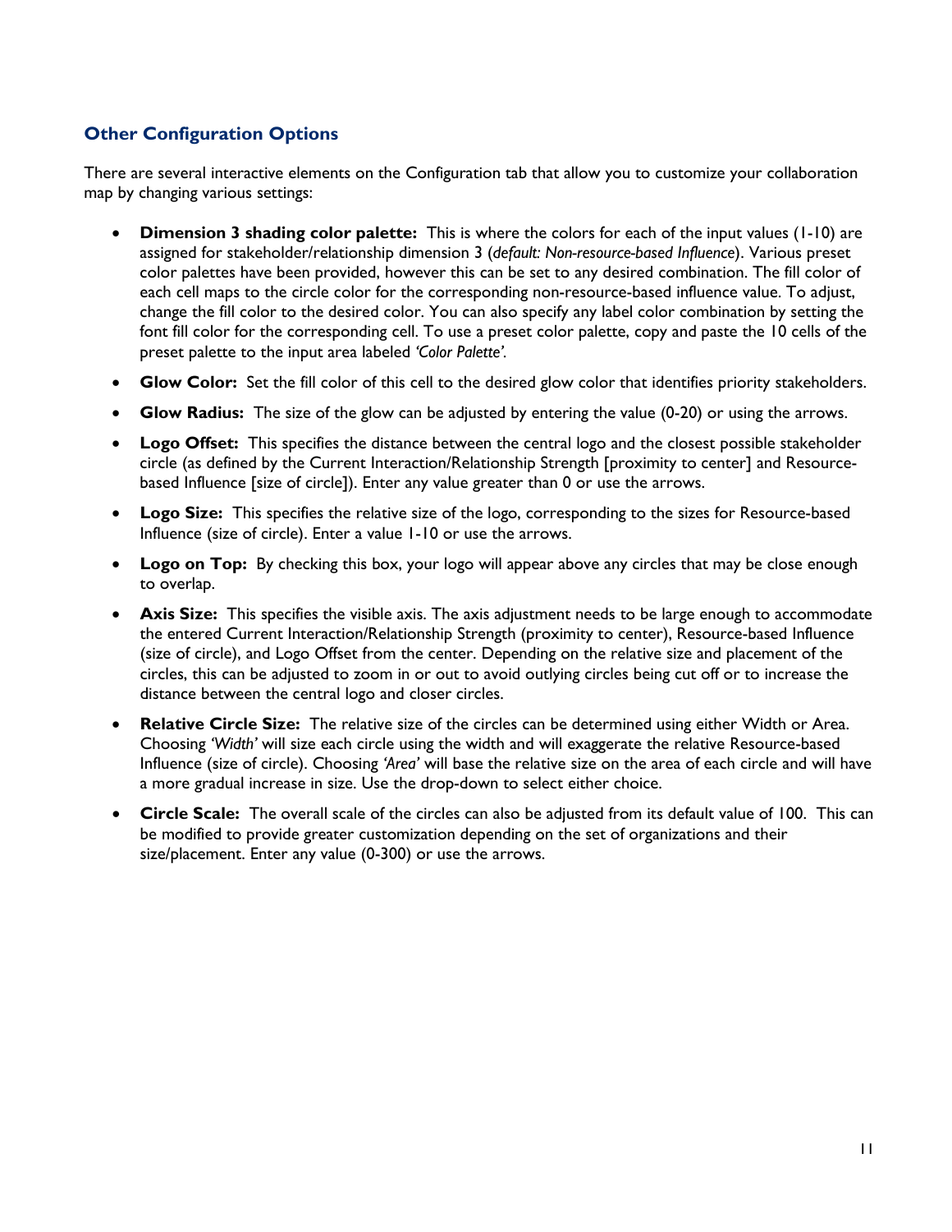## Other Configuration Options

There are several interactive elements on the Configuration tab that allow you to customize your collaboration map by changing various settings:

- **Dimension 3 shading color palette:** This is where the colors for each of the input values (1-10) are assigned for stakeholder/relationship dimension 3 (*default: Non-resource-based Influence*). Various preset color palettes have been provided, however this can be set to any desired combination. The fill color of each cell maps to the circle color for the corresponding non-resource-based influence value. To adjust, change the fill color to the desired color. You can also specify any label color combination by setting the font fill color for the corresponding cell. To use a preset color palette, copy and paste the 10 cells of the preset palette to the input area labeled *'Color Palette'*.
- **Glow Color:** Set the fill color of this cell to the desired glow color that identifies priority stakeholders.
- **Glow Radius:** The size of the glow can be adjusted by entering the value (0-20) or using the arrows.
- **Logo Offset:** This specifies the distance between the central logo and the closest possible stakeholder circle (as defined by the Current Interaction/Relationship Strength [proximity to center] and Resource-based Influence [size of circle]). Enter any value greater than 0 or use the arrows.
- **Logo Size:** This specifies the relative size of the logo, corresponding to the sizes for Resource-based Influence (size of circle). Enter a value 1-10 or use the arrows.
- **Logo on Top:** By checking this box, your logo will appear above any circles that may be close enough to overlap.
- **Axis Size:** This specifies the visible axis. The axis adjustment needs to be large enough to accommodate the entered Current Interaction/Relationship Strength (proximity to center), Resource-based Influence (size of circle), and Logo Offset from the center. Depending on the relative size and placement of the circles, this can be adjusted to zoom in or out to avoid outlying circles being cut off or to increase the distance between the central logo and closer circles.
- **Relative Circle Size:** The relative size of the circles can be determined using either Width or Area. Choosing *'Width'* will size each circle using the width and will exaggerate the relative Resource-based Influence (size of circle). Choosing *'Area'* will base the relative size on the area of each circle and will have a more gradual increase in size. Use the drop-down to select either choice.
- **Circle Scale:** The overall scale of the circles can also be adjusted from its default value of 100. This can be modified to provide greater customization depending on the set of organizations and their size/placement. Enter any value (0-300) or use the arrows.